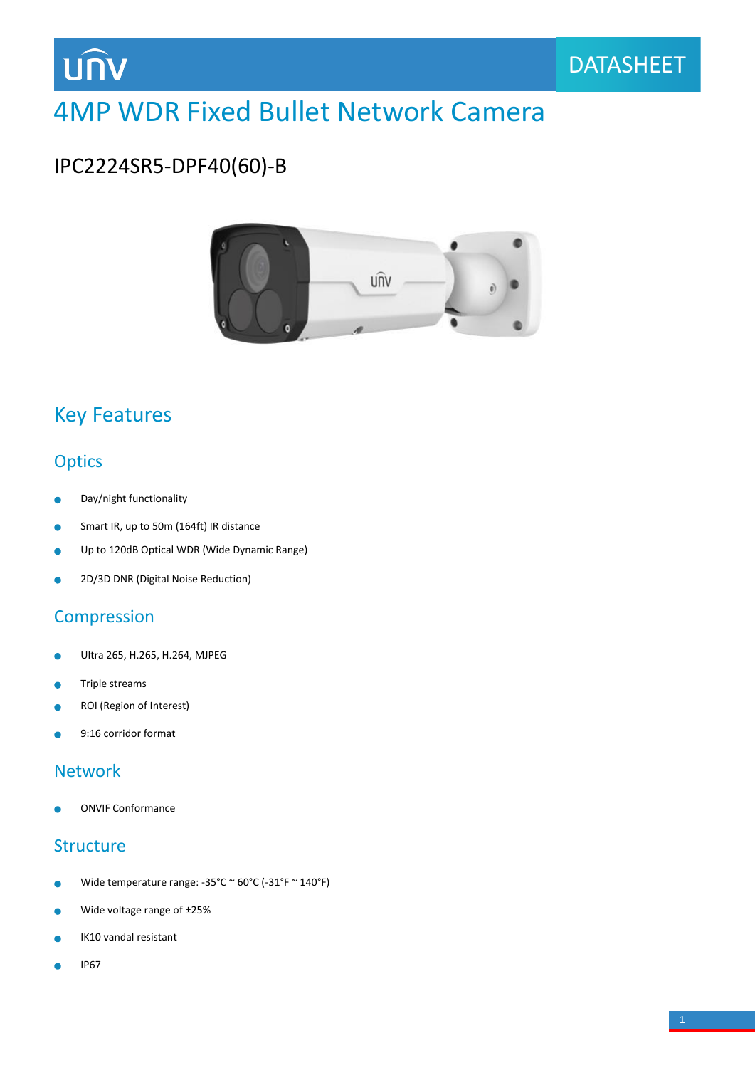DATASHEET

# 4MP WDR Fixed Bullet Network Camera

IPC2224SR5-DPF40(60)-B

## Key Features

### Optics

- Day/night functionality
- Smart IR, up to 50m (164ft) IR distance
- Up to 120dB Optical WDR (Wide Dynamic Range)
- 2D/3D DNR (Digital Noise Reduction)

### Compression

- Ultra 265, H.265, H.264, MJPEG
- Triple streams
- ROI (Region of Interest)
- 9:16 corridor format

### Network

- ONVIF Conformance

### Structure

- Wide temperature range: -35°C ~ 60°C (-31°F ~ 140°F)
- Wide voltage range of ±25%
- IK10 vandal resistant
- IP67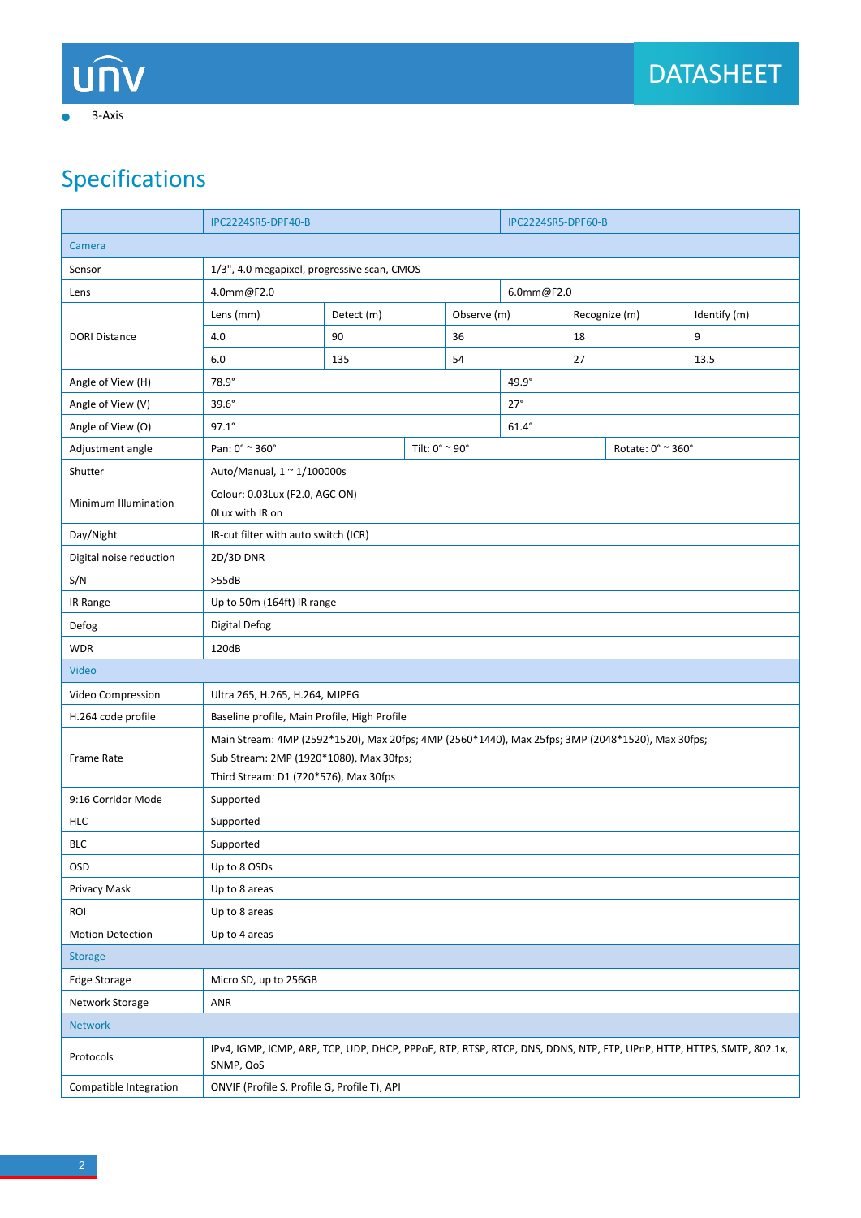- 3-Axis

## Specifications

| | IPC2224SR5-DPF40-B | | | IPC2224SR5-DPF60-B | |
|---|---|---|---|---|---|
| Camera | | | | | |
| Sensor | 1/3", 4.0 megapixel, progressive scan, CMOS | | | | |
| Lens | 4.0mm@F2.0 | | | 6.0mm@F2.0 | |
| DORI Distance | Lens (mm) | Detect (m) | Observe (m) | Recognize (m) | Identify (m) |
| | 4.0 | 90 | 36 | 18 | 9 |
| | 6.0 | 135 | 54 | 27 | 13.5 |
| Angle of View (H) | 78.9° | | | 49.9° | |
| Angle of View (V) | 39.6° | | | 27° | |
| Angle of View (O) | 97.1° | | | 61.4° | |
| Adjustment angle | Pan: 0° ~ 360° | | Tilt: 0° ~ 90° | | Rotate: 0° ~ 360° |
| Shutter | Auto/Manual, 1 ~ 1/100000s | | | | |
| Minimum Illumination | Colour: 0.03Lux (F2.0, AGC ON)<br>0Lux with IR on | | | | |
| Day/Night | IR-cut filter with auto switch (ICR) | | | | |
| Digital noise reduction | 2D/3D DNR | | | | |
| S/N | >55dB | | | | |
| IR Range | Up to 50m (164ft) IR range | | | | |
| Defog | Digital Defog | | | | |
| WDR | 120dB | | | | |
| Video | | | | | |
| Video Compression | Ultra 265, H.265, H.264, MJPEG | | | | |
| H.264 code profile | Baseline profile, Main Profile, High Profile | | | | |
| Frame Rate | Main Stream: 4MP (2592*1520), Max 20fps; 4MP (2560*1440), Max 25fps; 3MP (2048*1520), Max 30fps;<br>Sub Stream: 2MP (1920*1080), Max 30fps;<br>Third Stream: D1 (720*576), Max 30fps | | | | |
| 9:16 Corridor Mode | Supported | | | | |
| HLC | Supported | | | | |
| BLC | Supported | | | | |
| OSD | Up to 8 OSDs | | | | |
| Privacy Mask | Up to 8 areas | | | | |
| ROI | Up to 8 areas | | | | |
| Motion Detection | Up to 4 areas | | | | |
| Storage | | | | | |
| Edge Storage | Micro SD, up to 256GB | | | | |
| Network Storage | ANR | | | | |
| Network | | | | | |
| Protocols | IPv4, IGMP, ICMP, ARP, TCP, UDP, DHCP, PPPoE, RTP, RTSP, RTCP, DNS, DDNS, NTP, FTP, UPnP, HTTP, HTTPS, SMTP, 802.1x, SNMP, QoS | | | | |
| Compatible Integration | ONVIF (Profile S, Profile G, Profile T), API | | | | |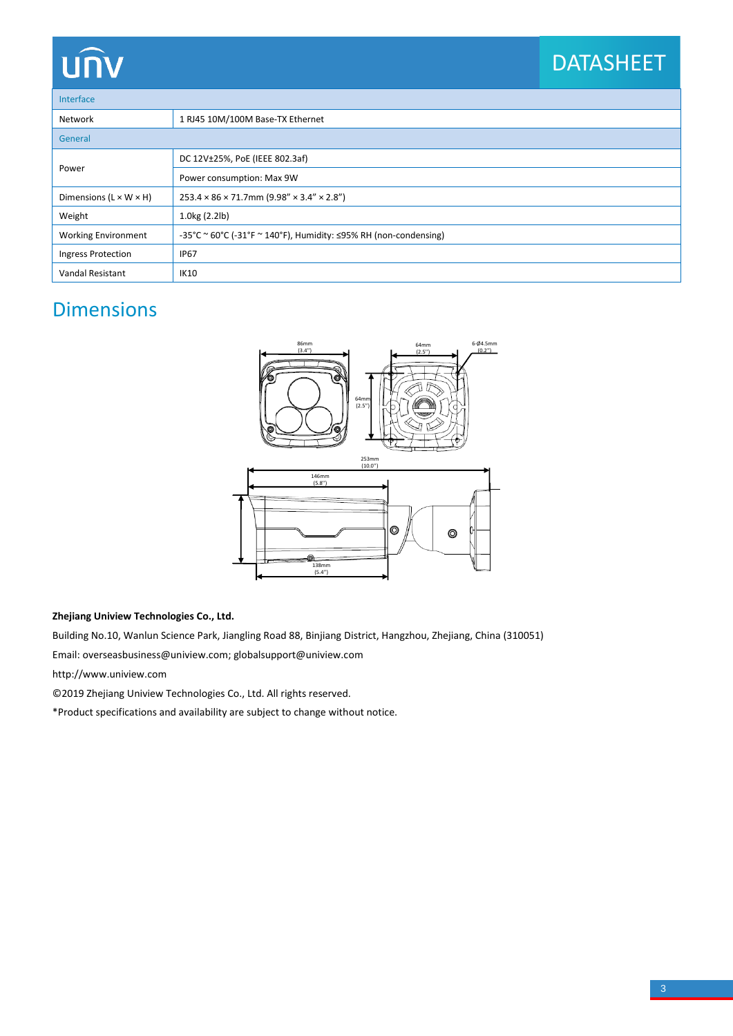| | |
|---|---|
| **Interface** | |
| Network | 1 RJ45 10M/100M Base-TX Ethernet |
| **General** | |
| Power | DC 12V±25%, PoE (IEEE 802.3af) |
| | Power consumption: Max 9W |
| Dimensions (L × W × H) | 253.4 × 86 × 71.7mm (9.98” × 3.4” × 2.8”) |
| Weight | 1.0kg (2.2lb) |
| Working Environment | -35°C ~ 60°C (-31°F ~ 140°F), Humidity: ≤95% RH (non-condensing) |
| Ingress Protection | IP67 |
| Vandal Resistant | IK10 |

## Dimensions

86mm
(3.4")

64mm
(2.5")

6-Ø4.5mm
(0.2")

64mm
(2.5")

253mm
(10.0")

146mm
(5.8")

138mm
(5.4")

**Zhejiang Uniview Technologies Co., Ltd.**

Building No.10, Wanlun Science Park, Jiangling Road 88, Binjiang District, Hangzhou, Zhejiang, China (310051)

Email: overseasbusiness@uniview.com; globalsupport@uniview.com

http://www.uniview.com

©2019 Zhejiang Uniview Technologies Co., Ltd. All rights reserved.

*Product specifications and availability are subject to change without notice.